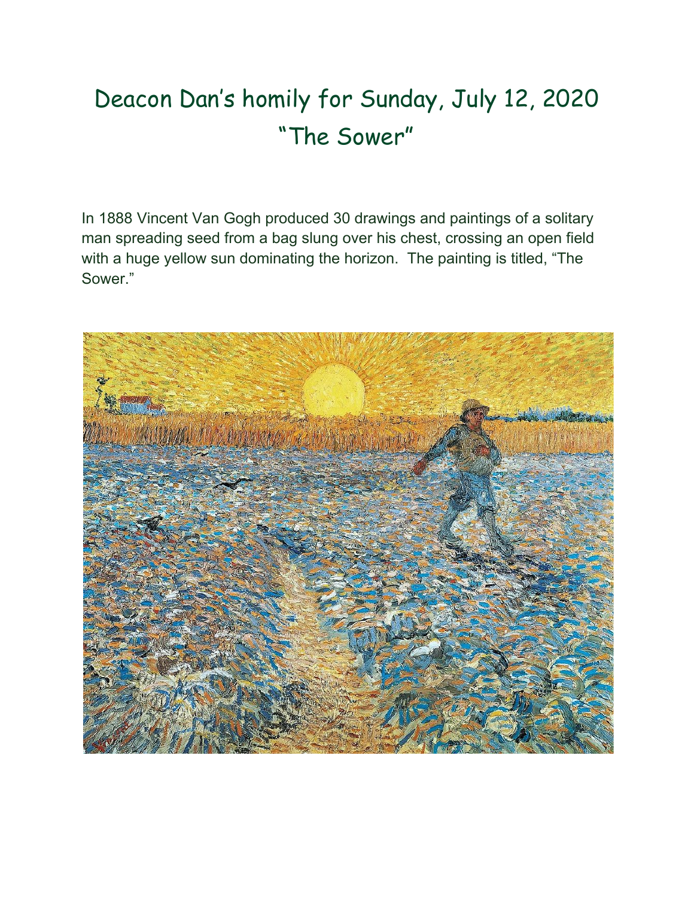# Deacon Dan's homily for Sunday, July 12, 2020
# "The Sower"

In 1888 Vincent Van Gogh produced 30 drawings and paintings of a solitary man spreading seed from a bag slung over his chest, crossing an open field with a huge yellow sun dominating the horizon. The painting is titled, "The Sower."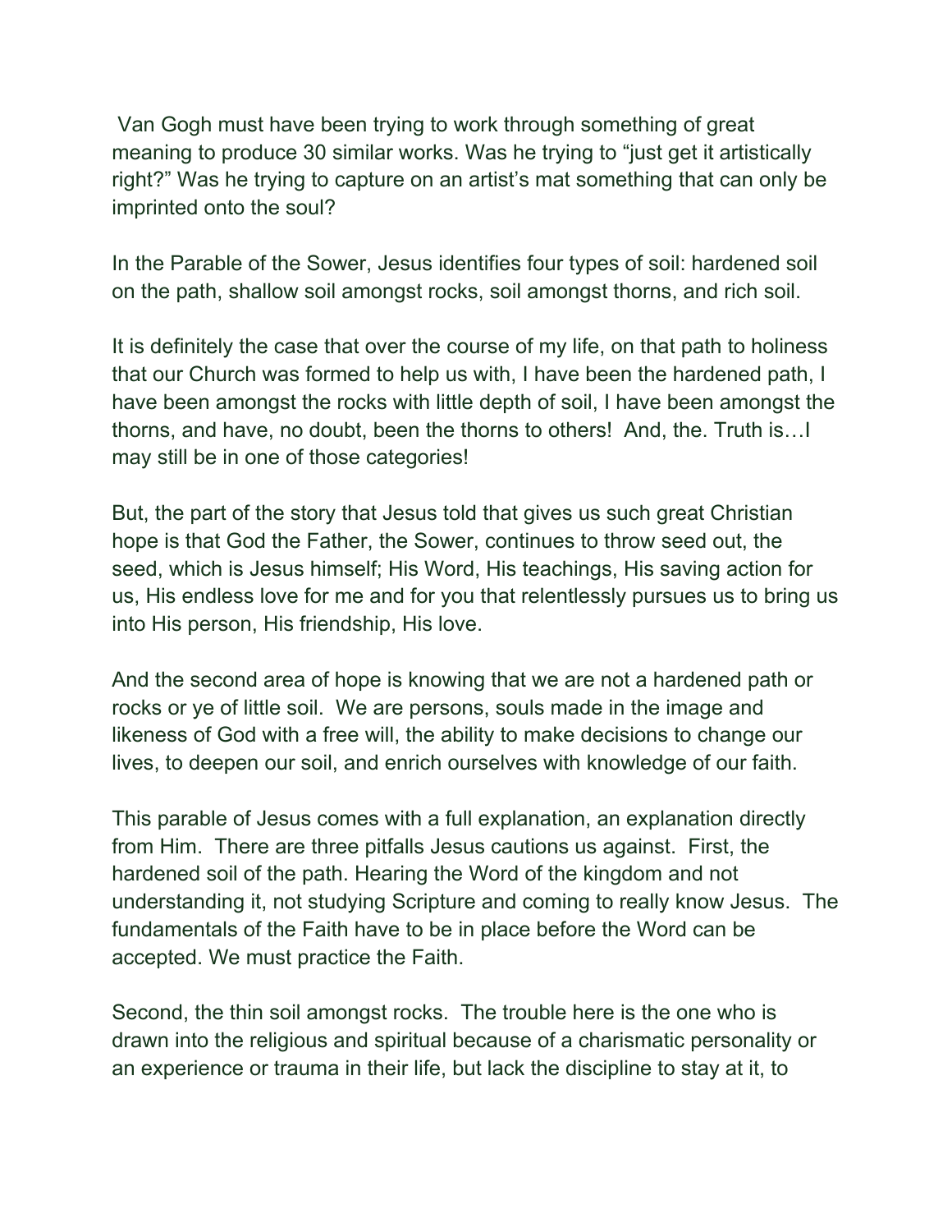Van Gogh must have been trying to work through something of great meaning to produce 30 similar works. Was he trying to "just get it artistically right?" Was he trying to capture on an artist's mat something that can only be imprinted onto the soul?

In the Parable of the Sower, Jesus identifies four types of soil: hardened soil on the path, shallow soil amongst rocks, soil amongst thorns, and rich soil.

It is definitely the case that over the course of my life, on that path to holiness that our Church was formed to help us with, I have been the hardened path, I have been amongst the rocks with little depth of soil, I have been amongst the thorns, and have, no doubt, been the thorns to others! And, the. Truth is…I may still be in one of those categories!

But, the part of the story that Jesus told that gives us such great Christian hope is that God the Father, the Sower, continues to throw seed out, the seed, which is Jesus himself; His Word, His teachings, His saving action for us, His endless love for me and for you that relentlessly pursues us to bring us into His person, His friendship, His love.

And the second area of hope is knowing that we are not a hardened path or rocks or ye of little soil. We are persons, souls made in the image and likeness of God with a free will, the ability to make decisions to change our lives, to deepen our soil, and enrich ourselves with knowledge of our faith.

This parable of Jesus comes with a full explanation, an explanation directly from Him. There are three pitfalls Jesus cautions us against. First, the hardened soil of the path. Hearing the Word of the kingdom and not understanding it, not studying Scripture and coming to really know Jesus. The fundamentals of the Faith have to be in place before the Word can be accepted. We must practice the Faith.

Second, the thin soil amongst rocks. The trouble here is the one who is drawn into the religious and spiritual because of a charismatic personality or an experience or trauma in their life, but lack the discipline to stay at it, to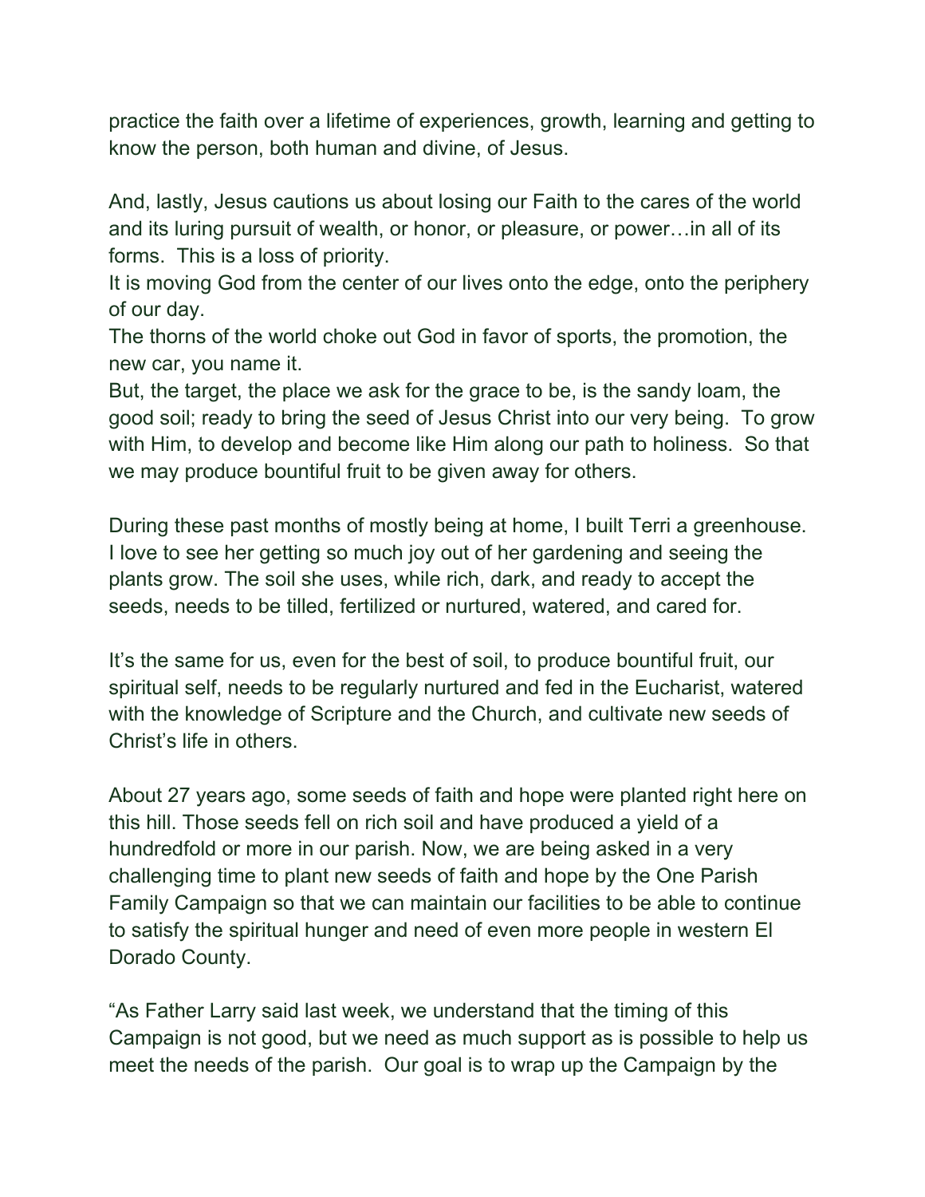practice the faith over a lifetime of experiences, growth, learning and getting to know the person, both human and divine, of Jesus.

And, lastly, Jesus cautions us about losing our Faith to the cares of the world and its luring pursuit of wealth, or honor, or pleasure, or power…in all of its forms.  This is a loss of priority.
It is moving God from the center of our lives onto the edge, onto the periphery of our day.
The thorns of the world choke out God in favor of sports, the promotion, the new car, you name it.
But, the target, the place we ask for the grace to be, is the sandy loam, the good soil; ready to bring the seed of Jesus Christ into our very being.  To grow with Him, to develop and become like Him along our path to holiness.  So that we may produce bountiful fruit to be given away for others.

During these past months of mostly being at home, I built Terri a greenhouse. I love to see her getting so much joy out of her gardening and seeing the plants grow. The soil she uses, while rich, dark, and ready to accept the seeds, needs to be tilled, fertilized or nurtured, watered, and cared for.

It's the same for us, even for the best of soil, to produce bountiful fruit, our spiritual self, needs to be regularly nurtured and fed in the Eucharist, watered with the knowledge of Scripture and the Church, and cultivate new seeds of Christ's life in others.

About 27 years ago, some seeds of faith and hope were planted right here on this hill. Those seeds fell on rich soil and have produced a yield of a hundredfold or more in our parish. Now, we are being asked in a very challenging time to plant new seeds of faith and hope by the One Parish Family Campaign so that we can maintain our facilities to be able to continue to satisfy the spiritual hunger and need of even more people in western El Dorado County.

"As Father Larry said last week, we understand that the timing of this Campaign is not good, but we need as much support as is possible to help us meet the needs of the parish.  Our goal is to wrap up the Campaign by the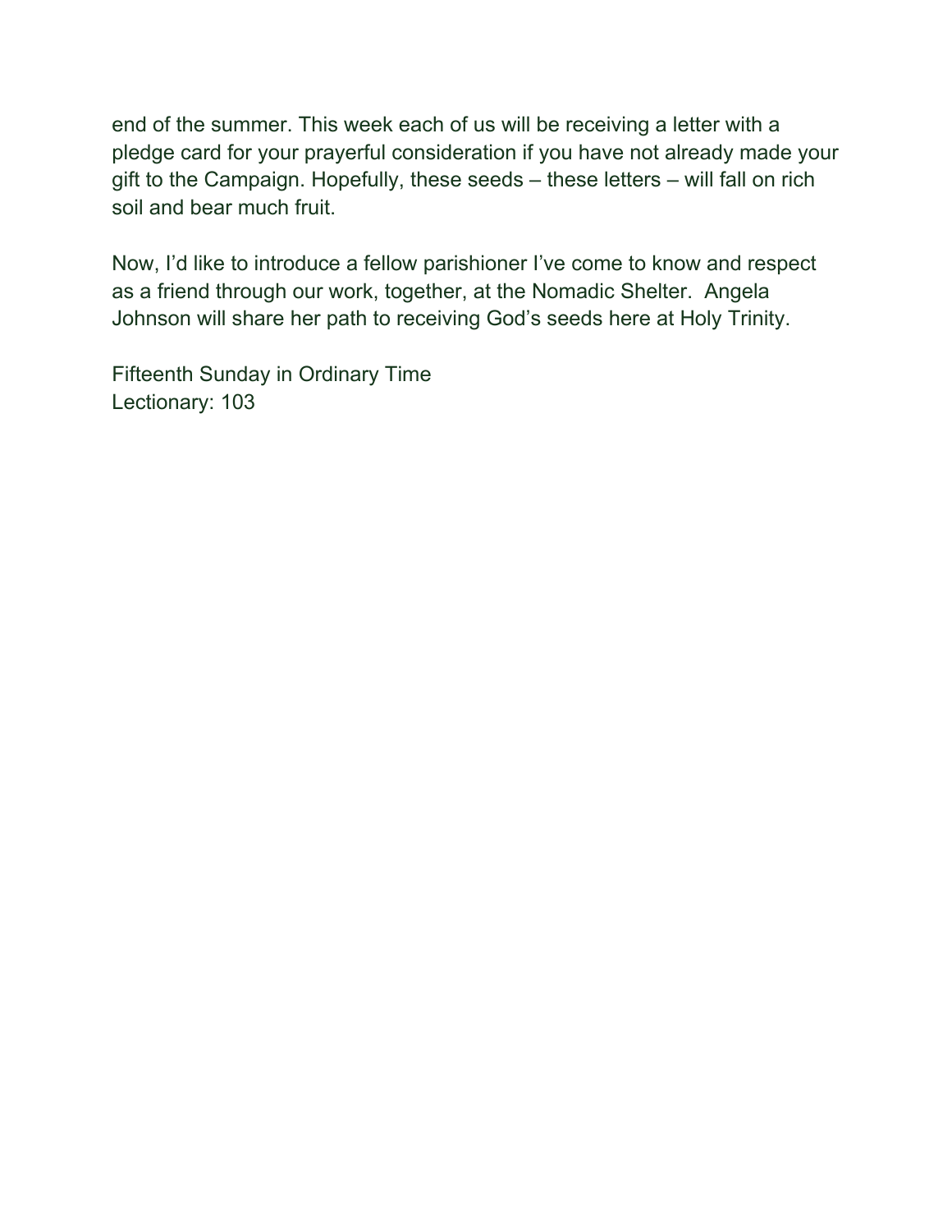end of the summer. This week each of us will be receiving a letter with a pledge card for your prayerful consideration if you have not already made your gift to the Campaign. Hopefully, these seeds – these letters – will fall on rich soil and bear much fruit.

Now, I'd like to introduce a fellow parishioner I've come to know and respect as a friend through our work, together, at the Nomadic Shelter. Angela Johnson will share her path to receiving God's seeds here at Holy Trinity.

Fifteenth Sunday in Ordinary Time
Lectionary: 103